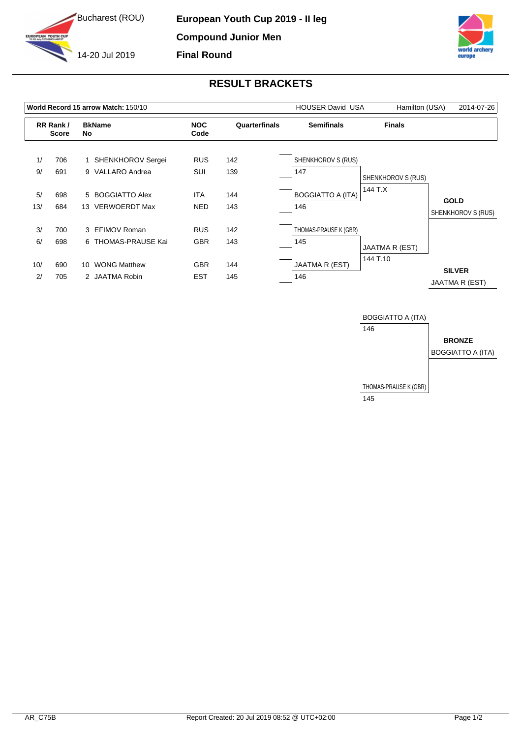Bucharest (ROU)

14-20 Jul 2019

**European Youth Cup 2019 - II leg**

**Compound Junior Men**

**Final Round**

## RESULT BRACKETS

**World Record 15 arrow Match:** 150/10 — HOUSER David USA — Hamilton (USA) — 2014-07-26

| RR Rank / Score | | BkName No | | NOC Code | Quarterfinals |
|---|---|---|---|---|---|
| 1/ | 706 | 1 | SHENKHOROV Sergei | RUS | 142 |
| 9/ | 691 | 9 | VALLARO Andrea | SUI | 139 |
| 5/ | 698 | 5 | BOGGIATTO Alex | ITA | 144 |
| 13/ | 684 | 13 | VERWOERDT Max | NED | 143 |
| 3/ | 700 | 3 | EFIMOV Roman | RUS | 142 |
| 6/ | 698 | 6 | THOMAS-PRAUSE Kai | GBR | 143 |
| 10/ | 690 | 10 | WONG Matthew | GBR | 144 |
| 2/ | 705 | 2 | JAATMA Robin | EST | 145 |

**Semifinals**

| Athlete | Score |
|---|---|
| SHENKHOROV S (RUS) | 147 |
| BOGGIATTO A (ITA) | 146 |
| THOMAS-PRAUSE K (GBR) | 145 |
| JAATMA R (EST) | 146 |

**Finals**

| Athlete | Score |
|---|---|
| SHENKHOROV S (RUS) | 144 T.X |
| JAATMA R (EST) | 144 T.10 |

**GOLD**
SHENKHOROV S (RUS)

**SILVER**
JAATMA R (EST)

**Bronze Match**

| Athlete | Score |
|---|---|
| BOGGIATTO A (ITA) | 146 |
| THOMAS-PRAUSE K (GBR) | 145 |

**BRONZE**
BOGGIATTO A (ITA)

AR_C75B — Report Created: 20 Jul 2019 08:52 @ UTC+02:00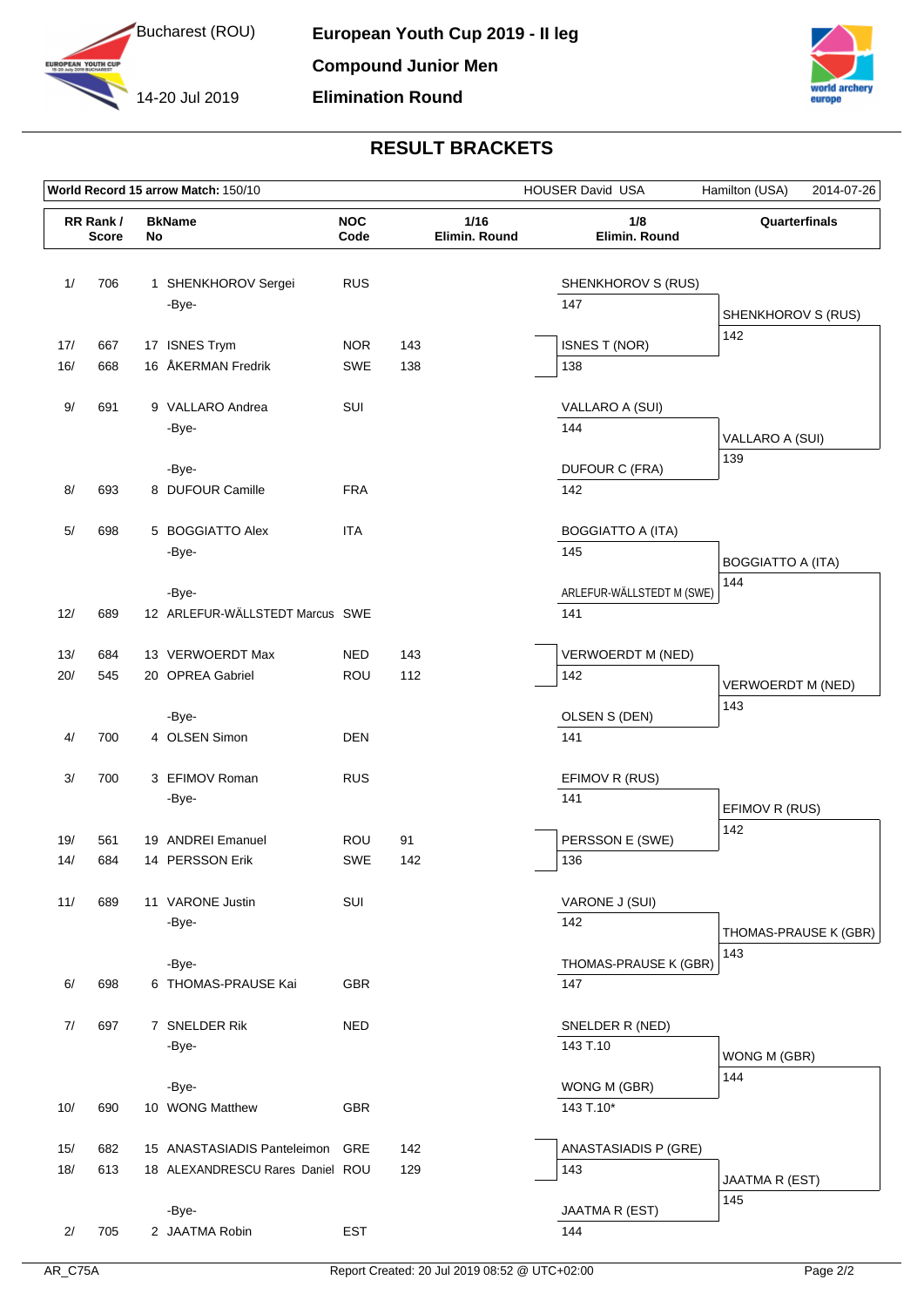Bucharest (ROU)

14-20 Jul 2019

**European Youth Cup 2019 - II leg**

**Compound Junior Men**

**Elimination Round**

## RESULT BRACKETS

| **World Record 15 arrow Match:** 150/10 | HOUSER David USA | Hamilton (USA) | 2014-07-26 |
|---|---|---|---|

| RR Rank / Score | | BkName No | | NOC Code | 1/16 Elimin. Round | 1/8 Elimin. Round | Quarterfinals |
|---|---|---|---|---|---|---|---|
| 1/ | 706 | 1 | SHENKHOROV Sergei | RUS | | SHENKHOROV S (RUS) 147 | SHENKHOROV S (RUS) 142 |
| | | | -Bye- | | | | |
| 17/ | 667 | 17 | ISNES Trym | NOR | 143 | ISNES T (NOR) 138 | |
| 16/ | 668 | 16 | ÅKERMAN Fredrik | SWE | 138 | | |
| 9/ | 691 | 9 | VALLARO Andrea | SUI | | VALLARO A (SUI) 144 | VALLARO A (SUI) 139 |
| | | | -Bye- | | | | |
| | | | -Bye- | | | DUFOUR C (FRA) 142 | |
| 8/ | 693 | 8 | DUFOUR Camille | FRA | | | |
| 5/ | 698 | 5 | BOGGIATTO Alex | ITA | | BOGGIATTO A (ITA) 145 | BOGGIATTO A (ITA) 144 |
| | | | -Bye- | | | | |
| | | | -Bye- | | | ARLEFUR-WÄLLSTEDT M (SWE) 141 | |
| 12/ | 689 | 12 | ARLEFUR-WÄLLSTEDT Marcus | SWE | | | |
| 13/ | 684 | 13 | VERWOERDT Max | NED | 143 | VERWOERDT M (NED) 142 | VERWOERDT M (NED) 143 |
| 20/ | 545 | 20 | OPREA Gabriel | ROU | 112 | | |
| | | | -Bye- | | | OLSEN S (DEN) 141 | |
| 4/ | 700 | 4 | OLSEN Simon | DEN | | | |
| 3/ | 700 | 3 | EFIMOV Roman | RUS | | EFIMOV R (RUS) 141 | EFIMOV R (RUS) 142 |
| | | | -Bye- | | | | |
| 19/ | 561 | 19 | ANDREI Emanuel | ROU | 91 | PERSSON E (SWE) 136 | |
| 14/ | 684 | 14 | PERSSON Erik | SWE | 142 | | |
| 11/ | 689 | 11 | VARONE Justin | SUI | | VARONE J (SUI) 142 | THOMAS-PRAUSE K (GBR) 143 |
| | | | -Bye- | | | | |
| | | | -Bye- | | | THOMAS-PRAUSE K (GBR) 147 | |
| 6/ | 698 | 6 | THOMAS-PRAUSE Kai | GBR | | | |
| 7/ | 697 | 7 | SNELDER Rik | NED | | SNELDER R (NED) 143 T.10 | WONG M (GBR) 144 |
| | | | -Bye- | | | | |
| | | | -Bye- | | | WONG M (GBR) 143 T.10* | |
| 10/ | 690 | 10 | WONG Matthew | GBR | | | |
| 15/ | 682 | 15 | ANASTASIADIS Panteleimon | GRE | 142 | ANASTASIADIS P (GRE) 143 | JAATMA R (EST) 145 |
| 18/ | 613 | 18 | ALEXANDRESCU Rares Daniel | ROU | 129 | | |
| | | | -Bye- | | | JAATMA R (EST) 144 | |
| 2/ | 705 | 2 | JAATMA Robin | EST | | | |

AR_C75A

Report Created: 20 Jul 2019 08:52 @ UTC+02:00